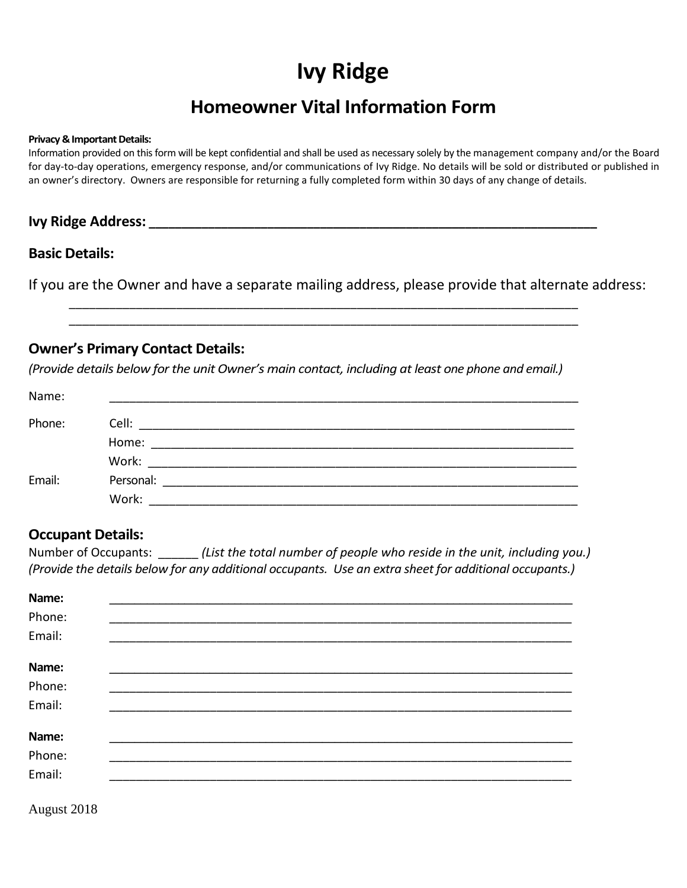# Ivy Ridge

## Homeowner Vital Information Form

**Privacy & Important Details:**
Information provided on this form will be kept confidential and shall be used as necessary solely by the management company and/or the Board for day-to-day operations, emergency response, and/or communications of Ivy Ridge. No details will be sold or distributed or published in an owner's directory. Owners are responsible for returning a fully completed form within 30 days of any change of details.

### Ivy Ridge Address: ___________________________________________________________

### Basic Details:

If you are the Owner and have a separate mailing address, please provide that alternate address:

___________________________________________________________________________

___________________________________________________________________________

### Owner's Primary Contact Details:

*(Provide details below for the unit Owner's main contact, including at least one phone and email.)*

Name: ___________________________________________________________________________

Phone: Cell: ______________________________________________________________________

Home: ____________________________________________________________________

Work: _____________________________________________________________________

Email: Personal: __________________________________________________________________

Work: _____________________________________________________________________

### Occupant Details:

Number of Occupants: ______ *(List the total number of people who reside in the unit, including you.)*
*(Provide the details below for any additional occupants. Use an extra sheet for additional occupants.)*

**Name:** ___________________________________________________________________________
Phone: ___________________________________________________________________________
Email: ___________________________________________________________________________

**Name:** ___________________________________________________________________________
Phone: ___________________________________________________________________________
Email: ___________________________________________________________________________

**Name:** ___________________________________________________________________________
Phone: ___________________________________________________________________________
Email: ___________________________________________________________________________

August 2018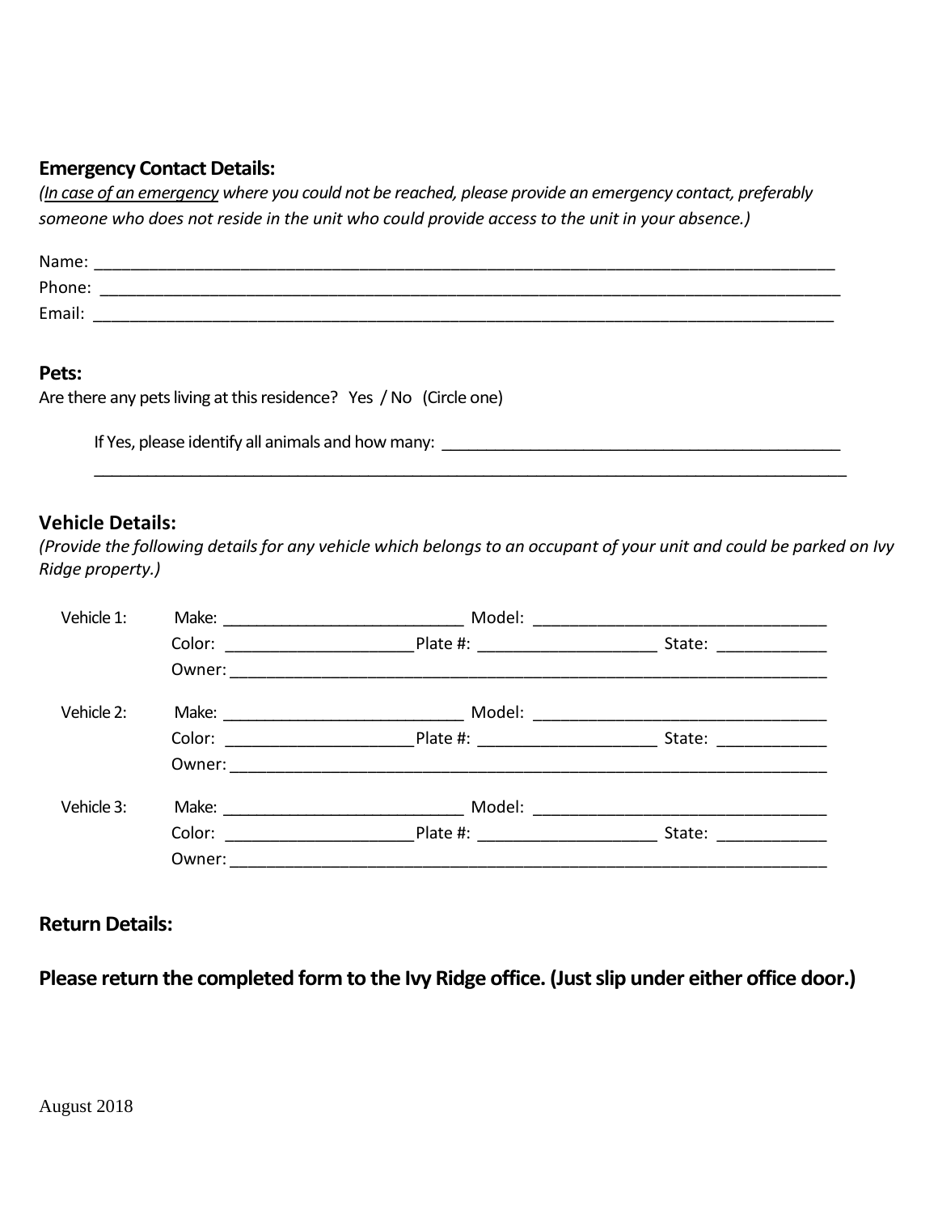**Emergency Contact Details:**

*(<u>In case of an emergency</u> where you could not be reached, please provide an emergency contact, preferably someone who does not reside in the unit who could provide access to the unit in your absence.)*

Name: ______________________________________________________________________________

Phone: ______________________________________________________________________________

Email: ______________________________________________________________________________

**Pets:**

Are there any pets living at this residence? Yes / No (Circle one)

If Yes, please identify all animals and how many: _________________________________________

______________________________________________________________________________

**Vehicle Details:**

*(Provide the following details for any vehicle which belongs to an occupant of your unit and could be parked on Ivy Ridge property.)*

Vehicle 1: Make: __________________________ Model: ______________________________

Color: ____________________ Plate #: ____________________ State: ____________

Owner: ________________________________________________________________

Vehicle 2: Make: __________________________ Model: ______________________________

Color: ____________________ Plate #: ____________________ State: ____________

Owner: ________________________________________________________________

Vehicle 3: Make: __________________________ Model: ______________________________

Color: ____________________ Plate #: ____________________ State: ____________

Owner: ________________________________________________________________

**Return Details:**

**Please return the completed form to the Ivy Ridge office. (Just slip under either office door.)**

August 2018